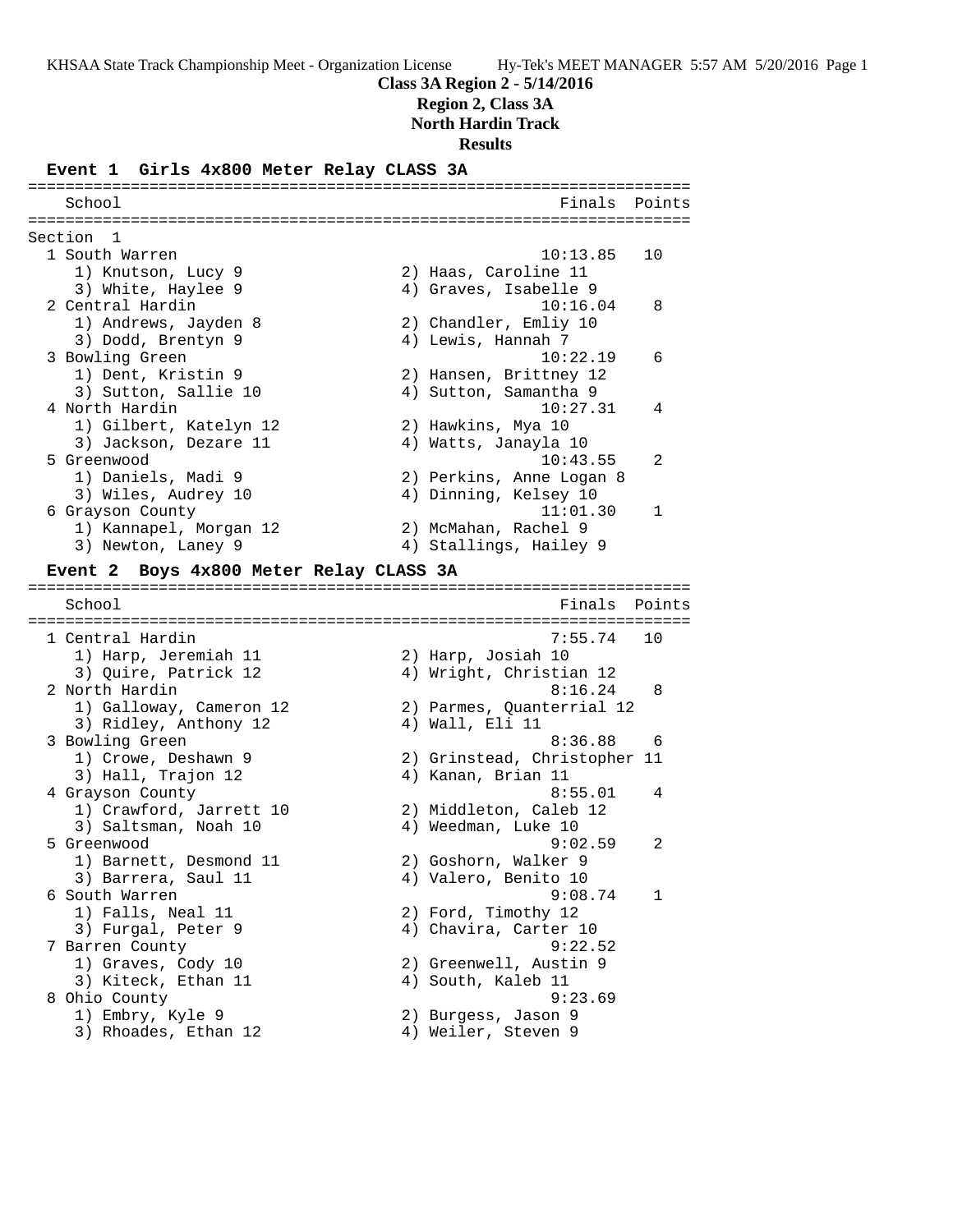**Class 3A Region 2 - 5/14/2016**

**Region 2, Class 3A**

**North Hardin Track**

**Results**

### Event 1 Girls 4x800 Meter Relay CLASS 3A

Section 1

| Place | School | Finals | Points |
|---|---|---|---|
| 1 | South Warren | 10:13.85 | 10 |
| | 1) Knutson, Lucy 9; 2) Haas, Caroline 11; 3) White, Haylee 9; 4) Graves, Isabelle 9 | | |
| 2 | Central Hardin | 10:16.04 | 8 |
| | 1) Andrews, Jayden 8; 2) Chandler, Emliy 10; 3) Dodd, Brentyn 9; 4) Lewis, Hannah 7 | | |
| 3 | Bowling Green | 10:22.19 | 6 |
| | 1) Dent, Kristin 9; 2) Hansen, Brittney 12; 3) Sutton, Sallie 10; 4) Sutton, Samantha 9 | | |
| 4 | North Hardin | 10:27.31 | 4 |
| | 1) Gilbert, Katelyn 12; 2) Hawkins, Mya 10; 3) Jackson, Dezare 11; 4) Watts, Janayla 10 | | |
| 5 | Greenwood | 10:43.55 | 2 |
| | 1) Daniels, Madi 9; 2) Perkins, Anne Logan 8; 3) Wiles, Audrey 10; 4) Dinning, Kelsey 10 | | |
| 6 | Grayson County | 11:01.30 | 1 |
| | 1) Kannapel, Morgan 12; 2) McMahan, Rachel 9; 3) Newton, Laney 9; 4) Stallings, Hailey 9 | | |

### Event 2 Boys 4x800 Meter Relay CLASS 3A

| Place | School | Finals | Points |
|---|---|---|---|
| 1 | Central Hardin | 7:55.74 | 10 |
| | 1) Harp, Jeremiah 11; 2) Harp, Josiah 10; 3) Quire, Patrick 12; 4) Wright, Christian 12 | | |
| 2 | North Hardin | 8:16.24 | 8 |
| | 1) Galloway, Cameron 12; 2) Parmes, Quanterrial 12; 3) Ridley, Anthony 12; 4) Wall, Eli 11 | | |
| 3 | Bowling Green | 8:36.88 | 6 |
| | 1) Crowe, Deshawn 9; 2) Grinstead, Christopher 11; 3) Hall, Trajon 12; 4) Kanan, Brian 11 | | |
| 4 | Grayson County | 8:55.01 | 4 |
| | 1) Crawford, Jarrett 10; 2) Middleton, Caleb 12; 3) Saltsman, Noah 10; 4) Weedman, Luke 10 | | |
| 5 | Greenwood | 9:02.59 | 2 |
| | 1) Barnett, Desmond 11; 2) Goshorn, Walker 9; 3) Barrera, Saul 11; 4) Valero, Benito 10 | | |
| 6 | South Warren | 9:08.74 | 1 |
| | 1) Falls, Neal 11; 2) Ford, Timothy 12; 3) Furgal, Peter 9; 4) Chavira, Carter 10 | | |
| 7 | Barren County | 9:22.52 | |
| | 1) Graves, Cody 10; 2) Greenwell, Austin 9; 3) Kiteck, Ethan 11; 4) South, Kaleb 11 | | |
| 8 | Ohio County | 9:23.69 | |
| | 1) Embry, Kyle 9; 2) Burgess, Jason 9; 3) Rhoades, Ethan 12; 4) Weiler, Steven 9 | | |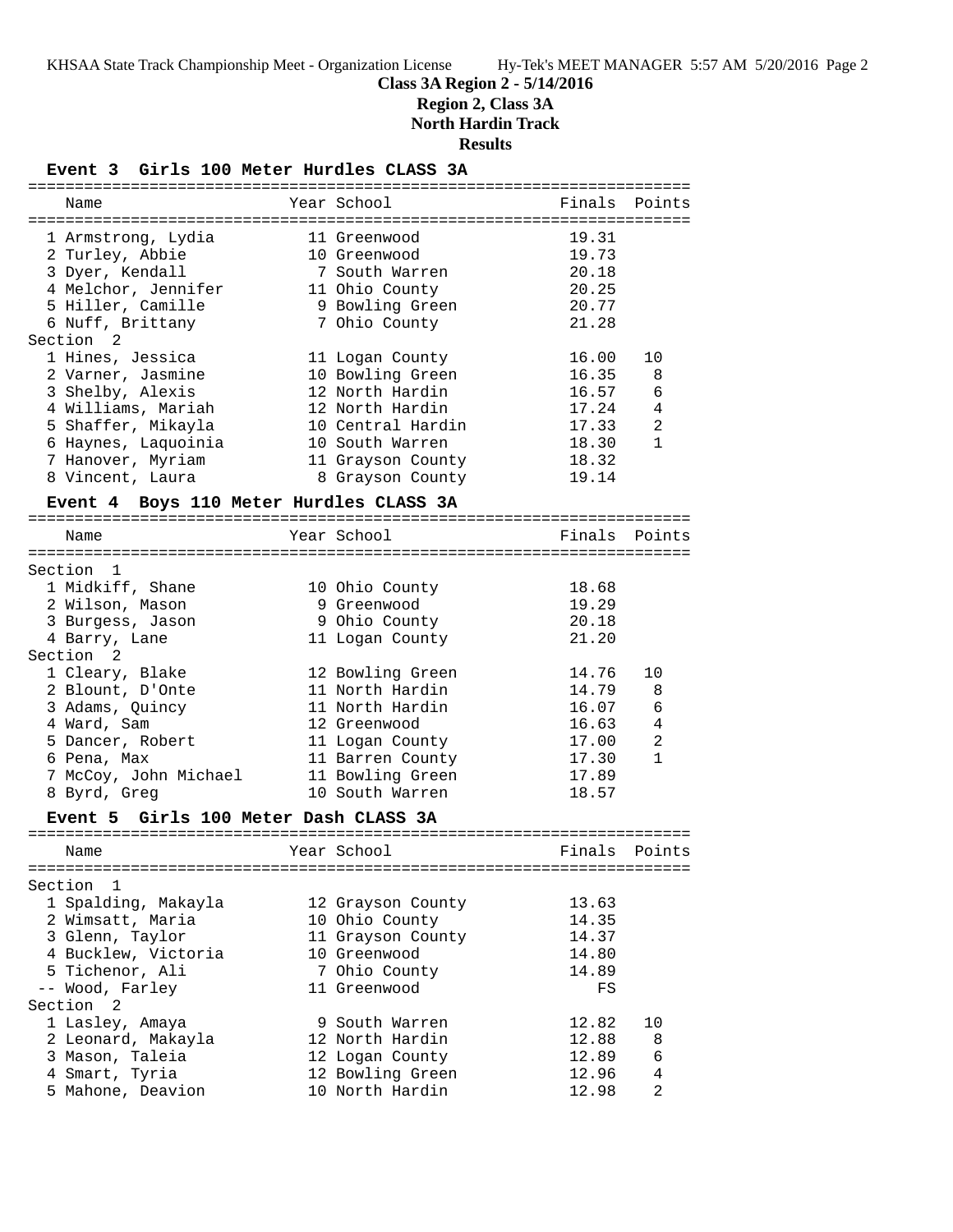# Class 3A Region 2 - 5/14/2016

## Region 2, Class 3A

## North Hardin Track

## Results

### Event 3 Girls 100 Meter Hurdles CLASS 3A

| | Name | Year | School | Finals | Points |
|---|---|---|---|---|---|
| 1 | Armstrong, Lydia | 11 | Greenwood | 19.31 | |
| 2 | Turley, Abbie | 10 | Greenwood | 19.73 | |
| 3 | Dyer, Kendall | 7 | South Warren | 20.18 | |
| 4 | Melchor, Jennifer | 11 | Ohio County | 20.25 | |
| 5 | Hiller, Camille | 9 | Bowling Green | 20.77 | |
| 6 | Nuff, Brittany | 7 | Ohio County | 21.28 | |
| Section 2 | | | | | |
| 1 | Hines, Jessica | 11 | Logan County | 16.00 | 10 |
| 2 | Varner, Jasmine | 10 | Bowling Green | 16.35 | 8 |
| 3 | Shelby, Alexis | 12 | North Hardin | 16.57 | 6 |
| 4 | Williams, Mariah | 12 | North Hardin | 17.24 | 4 |
| 5 | Shaffer, Mikayla | 10 | Central Hardin | 17.33 | 2 |
| 6 | Haynes, Laquoinia | 10 | South Warren | 18.30 | 1 |
| 7 | Hanover, Myriam | 11 | Grayson County | 18.32 | |
| 8 | Vincent, Laura | 8 | Grayson County | 19.14 | |

### Event 4 Boys 110 Meter Hurdles CLASS 3A

| | Name | Year | School | Finals | Points |
|---|---|---|---|---|---|
| Section 1 | | | | | |
| 1 | Midkiff, Shane | 10 | Ohio County | 18.68 | |
| 2 | Wilson, Mason | 9 | Greenwood | 19.29 | |
| 3 | Burgess, Jason | 9 | Ohio County | 20.18 | |
| 4 | Barry, Lane | 11 | Logan County | 21.20 | |
| Section 2 | | | | | |
| 1 | Cleary, Blake | 12 | Bowling Green | 14.76 | 10 |
| 2 | Blount, D'Onte | 11 | North Hardin | 14.79 | 8 |
| 3 | Adams, Quincy | 11 | North Hardin | 16.07 | 6 |
| 4 | Ward, Sam | 12 | Greenwood | 16.63 | 4 |
| 5 | Dancer, Robert | 11 | Logan County | 17.00 | 2 |
| 6 | Pena, Max | 11 | Barren County | 17.30 | 1 |
| 7 | McCoy, John Michael | 11 | Bowling Green | 17.89 | |
| 8 | Byrd, Greg | 10 | South Warren | 18.57 | |

### Event 5 Girls 100 Meter Dash CLASS 3A

| | Name | Year | School | Finals | Points |
|---|---|---|---|---|---|
| Section 1 | | | | | |
| 1 | Spalding, Makayla | 12 | Grayson County | 13.63 | |
| 2 | Wimsatt, Maria | 10 | Ohio County | 14.35 | |
| 3 | Glenn, Taylor | 11 | Grayson County | 14.37 | |
| 4 | Bucklew, Victoria | 10 | Greenwood | 14.80 | |
| 5 | Tichenor, Ali | 7 | Ohio County | 14.89 | |
| -- | Wood, Farley | 11 | Greenwood | FS | |
| Section 2 | | | | | |
| 1 | Lasley, Amaya | 9 | South Warren | 12.82 | 10 |
| 2 | Leonard, Makayla | 12 | North Hardin | 12.88 | 8 |
| 3 | Mason, Taleia | 12 | Logan County | 12.89 | 6 |
| 4 | Smart, Tyria | 12 | Bowling Green | 12.96 | 4 |
| 5 | Mahone, Deavion | 10 | North Hardin | 12.98 | 2 |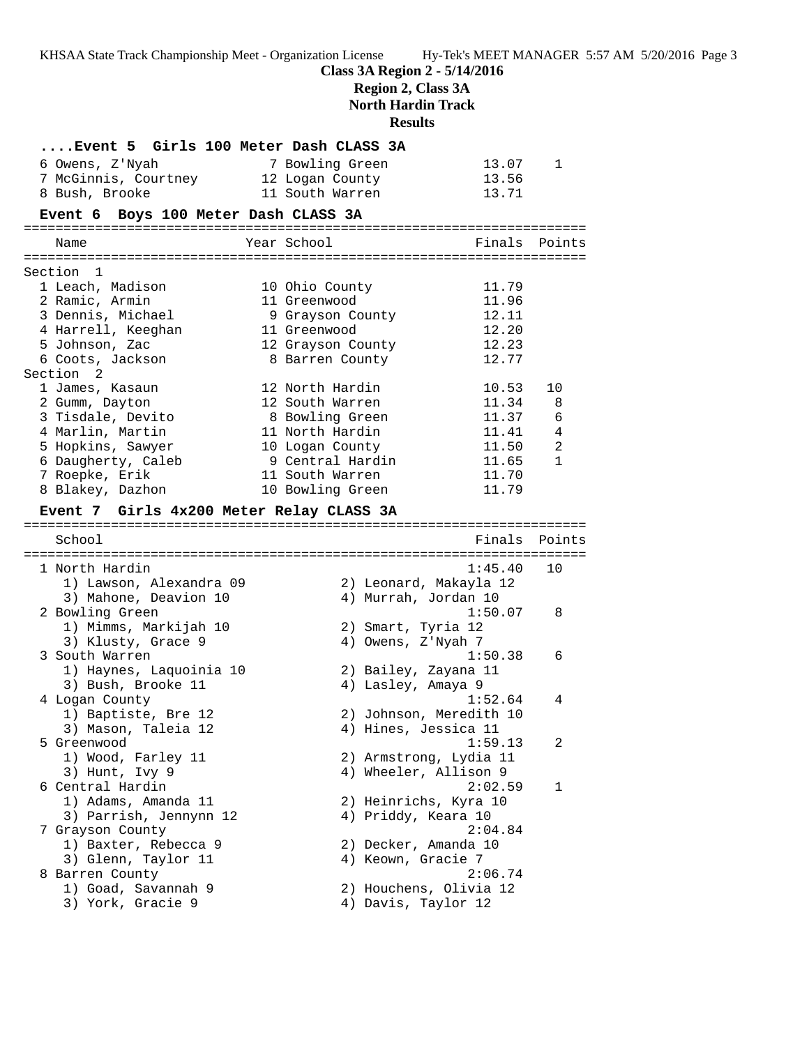**Class 3A Region 2 - 5/14/2016**
**Region 2, Class 3A**
**North Hardin Track**
**Results**

### ....Event 5 Girls 100 Meter Dash CLASS 3A

| Name | Year | School | Finals | Points |
|---|---|---|---|---|
| 6 Owens, Z'Nyah | 7 | Bowling Green | 13.07 | 1 |
| 7 McGinnis, Courtney | 12 | Logan County | 13.56 | |
| 8 Bush, Brooke | 11 | South Warren | 13.71 | |

### Event 6 Boys 100 Meter Dash CLASS 3A

| Name | Year | School | Finals | Points |
|---|---|---|---|---|
| **Section 1** | | | | |
| 1 Leach, Madison | 10 | Ohio County | 11.79 | |
| 2 Ramic, Armin | 11 | Greenwood | 11.96 | |
| 3 Dennis, Michael | 9 | Grayson County | 12.11 | |
| 4 Harrell, Keeghan | 11 | Greenwood | 12.20 | |
| 5 Johnson, Zac | 12 | Grayson County | 12.23 | |
| 6 Coots, Jackson | 8 | Barren County | 12.77 | |
| **Section 2** | | | | |
| 1 James, Kasaun | 12 | North Hardin | 10.53 | 10 |
| 2 Gumm, Dayton | 12 | South Warren | 11.34 | 8 |
| 3 Tisdale, Devito | 8 | Bowling Green | 11.37 | 6 |
| 4 Marlin, Martin | 11 | North Hardin | 11.41 | 4 |
| 5 Hopkins, Sawyer | 10 | Logan County | 11.50 | 2 |
| 6 Daugherty, Caleb | 9 | Central Hardin | 11.65 | 1 |
| 7 Roepke, Erik | 11 | South Warren | 11.70 | |
| 8 Blakey, Dazhon | 10 | Bowling Green | 11.79 | |

### Event 7 Girls 4x200 Meter Relay CLASS 3A

| School | Finals | Points |
|---|---|---|
| 1 North Hardin | 1:45.40 | 10 |
| 1) Lawson, Alexandra 09; 2) Leonard, Makayla 12; 3) Mahone, Deavion 10; 4) Murrah, Jordan 10 | | |
| 2 Bowling Green | 1:50.07 | 8 |
| 1) Mimms, Markijah 10; 2) Smart, Tyria 12; 3) Klusty, Grace 9; 4) Owens, Z'Nyah 7 | | |
| 3 South Warren | 1:50.38 | 6 |
| 1) Haynes, Laquoinia 10; 2) Bailey, Zayana 11; 3) Bush, Brooke 11; 4) Lasley, Amaya 9 | | |
| 4 Logan County | 1:52.64 | 4 |
| 1) Baptiste, Bre 12; 2) Johnson, Meredith 10; 3) Mason, Taleia 12; 4) Hines, Jessica 11 | | |
| 5 Greenwood | 1:59.13 | 2 |
| 1) Wood, Farley 11; 2) Armstrong, Lydia 11; 3) Hunt, Ivy 9; 4) Wheeler, Allison 9 | | |
| 6 Central Hardin | 2:02.59 | 1 |
| 1) Adams, Amanda 11; 2) Heinrichs, Kyra 10; 3) Parrish, Jennynn 12; 4) Priddy, Keara 10 | | |
| 7 Grayson County | 2:04.84 | |
| 1) Baxter, Rebecca 9; 2) Decker, Amanda 10; 3) Glenn, Taylor 11; 4) Keown, Gracie 7 | | |
| 8 Barren County | 2:06.74 | |
| 1) Goad, Savannah 9; 2) Houchens, Olivia 12; 3) York, Gracie 9; 4) Davis, Taylor 12 | | |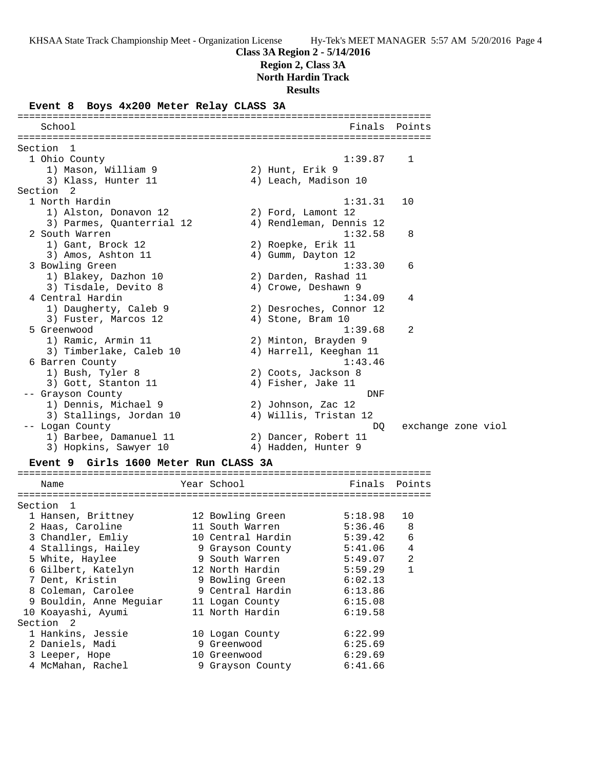## Class 3A Region 2 - 5/14/2016
### Region 2, Class 3A
### North Hardin Track
### Results

#### Event 8 Boys 4x200 Meter Relay CLASS 3A

| | School | Finals | Points |
|---|---|---|---|
| **Section 1** | | | |
| 1 | Ohio County | 1:39.87 | 1 |
| | 1) Mason, William 9; 2) Hunt, Erik 9; 3) Klass, Hunter 11; 4) Leach, Madison 10 | | |
| **Section 2** | | | |
| 1 | North Hardin | 1:31.31 | 10 |
| | 1) Alston, Donavon 12; 2) Ford, Lamont 12; 3) Parmes, Quanterrial 12; 4) Rendleman, Dennis 12 | | |
| 2 | South Warren | 1:32.58 | 8 |
| | 1) Gant, Brock 12; 2) Roepke, Erik 11; 3) Amos, Ashton 11; 4) Gumm, Dayton 12 | | |
| 3 | Bowling Green | 1:33.30 | 6 |
| | 1) Blakey, Dazhon 10; 2) Darden, Rashad 11; 3) Tisdale, Devito 8; 4) Crowe, Deshawn 9 | | |
| 4 | Central Hardin | 1:34.09 | 4 |
| | 1) Daugherty, Caleb 9; 2) Desroches, Connor 12; 3) Fuster, Marcos 12; 4) Stone, Bram 10 | | |
| 5 | Greenwood | 1:39.68 | 2 |
| | 1) Ramic, Armin 11; 2) Minton, Brayden 9; 3) Timberlake, Caleb 10; 4) Harrell, Keeghan 11 | | |
| 6 | Barren County | 1:43.46 | |
| | 1) Bush, Tyler 8; 2) Coots, Jackson 8; 3) Gott, Stanton 11; 4) Fisher, Jake 11 | | |
| -- | Grayson County | DNF | |
| | 1) Dennis, Michael 9; 2) Johnson, Zac 12; 3) Stallings, Jordan 10; 4) Willis, Tristan 12 | | |
| -- | Logan County | DQ | exchange zone viol |
| | 1) Barbee, Damanuel 11; 2) Dancer, Robert 11; 3) Hopkins, Sawyer 10; 4) Hadden, Hunter 9 | | |

#### Event 9 Girls 1600 Meter Run CLASS 3A

| | Name | Year | School | Finals | Points |
|---|---|---|---|---|---|
| **Section 1** | | | | | |
| 1 | Hansen, Brittney | 12 | Bowling Green | 5:18.98 | 10 |
| 2 | Haas, Caroline | 11 | South Warren | 5:36.46 | 8 |
| 3 | Chandler, Emliy | 10 | Central Hardin | 5:39.42 | 6 |
| 4 | Stallings, Hailey | 9 | Grayson County | 5:41.06 | 4 |
| 5 | White, Haylee | 9 | South Warren | 5:49.07 | 2 |
| 6 | Gilbert, Katelyn | 12 | North Hardin | 5:59.29 | 1 |
| 7 | Dent, Kristin | 9 | Bowling Green | 6:02.13 | |
| 8 | Coleman, Carolee | 9 | Central Hardin | 6:13.86 | |
| 9 | Bouldin, Anne Meguiar | 11 | Logan County | 6:15.08 | |
| 10 | Koayashi, Ayumi | 11 | North Hardin | 6:19.58 | |
| **Section 2** | | | | | |
| 1 | Hankins, Jessie | 10 | Logan County | 6:22.99 | |
| 2 | Daniels, Madi | 9 | Greenwood | 6:25.69 | |
| 3 | Leeper, Hope | 10 | Greenwood | 6:29.69 | |
| 4 | McMahan, Rachel | 9 | Grayson County | 6:41.66 | |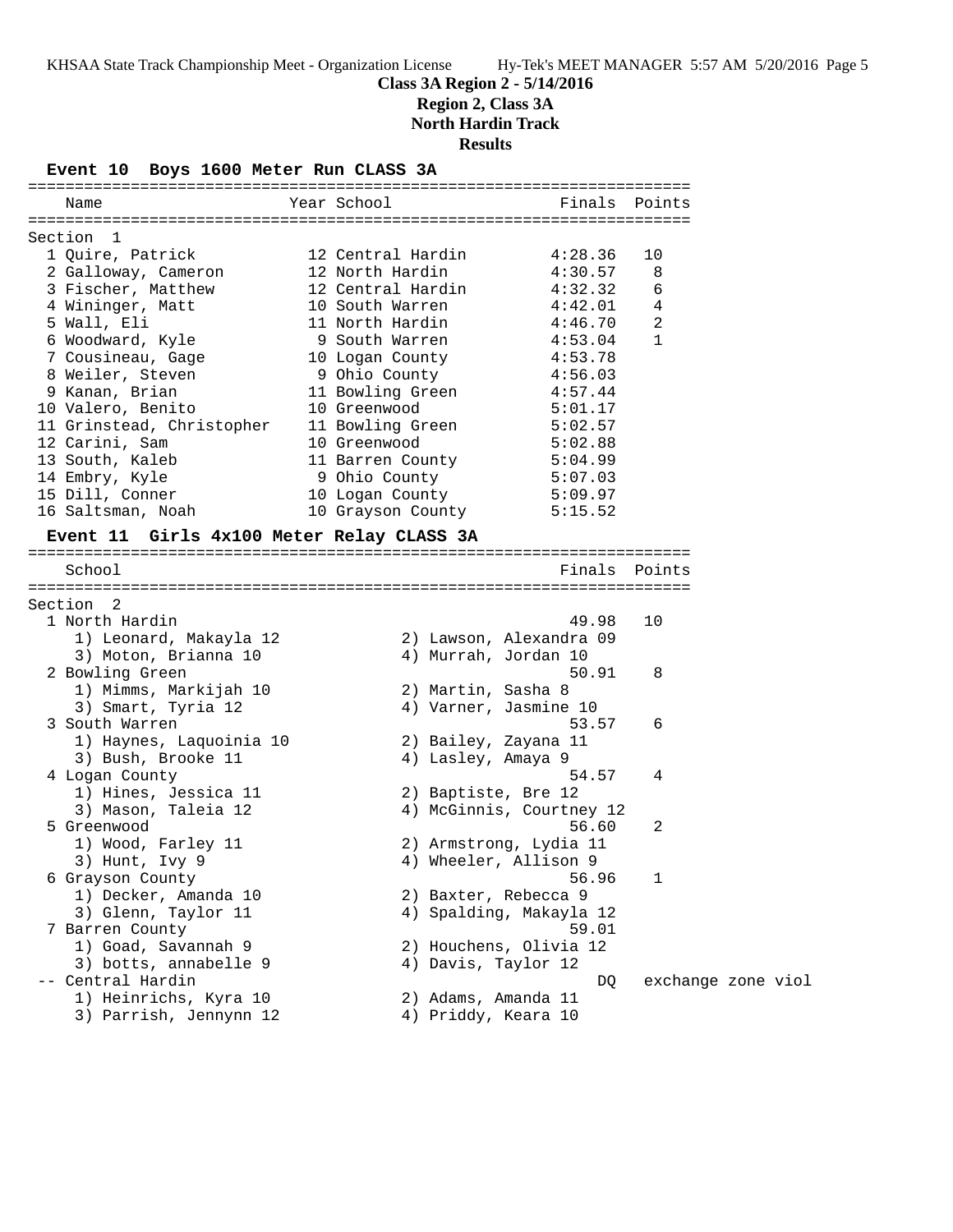**Class 3A Region 2 - 5/14/2016**

**Region 2, Class 3A**

**North Hardin Track**

**Results**

### Event 10 Boys 1600 Meter Run CLASS 3A

Section 1

| Place | Name | Year | School | Finals | Points |
|---|---|---|---|---|---|
| 1 | Quire, Patrick | 12 | Central Hardin | 4:28.36 | 10 |
| 2 | Galloway, Cameron | 12 | North Hardin | 4:30.57 | 8 |
| 3 | Fischer, Matthew | 12 | Central Hardin | 4:32.32 | 6 |
| 4 | Wininger, Matt | 10 | South Warren | 4:42.01 | 4 |
| 5 | Wall, Eli | 11 | North Hardin | 4:46.70 | 2 |
| 6 | Woodward, Kyle | 9 | South Warren | 4:53.04 | 1 |
| 7 | Cousineau, Gage | 10 | Logan County | 4:53.78 | |
| 8 | Weiler, Steven | 9 | Ohio County | 4:56.03 | |
| 9 | Kanan, Brian | 11 | Bowling Green | 4:57.44 | |
| 10 | Valero, Benito | 10 | Greenwood | 5:01.17 | |
| 11 | Grinstead, Christopher | 11 | Bowling Green | 5:02.57 | |
| 12 | Carini, Sam | 10 | Greenwood | 5:02.88 | |
| 13 | South, Kaleb | 11 | Barren County | 5:04.99 | |
| 14 | Embry, Kyle | 9 | Ohio County | 5:07.03 | |
| 15 | Dill, Conner | 10 | Logan County | 5:09.97 | |
| 16 | Saltsman, Noah | 10 | Grayson County | 5:15.52 | |

### Event 11 Girls 4x100 Meter Relay CLASS 3A

Section 2

| Place | School | Finals | Points |
|---|---|---|---|
| 1 | North Hardin | 49.98 | 10 |
| | 1) Leonard, Makayla 12; 2) Lawson, Alexandra 09; 3) Moton, Brianna 10; 4) Murrah, Jordan 10 | | |
| 2 | Bowling Green | 50.91 | 8 |
| | 1) Mimms, Markijah 10; 2) Martin, Sasha 8; 3) Smart, Tyria 12; 4) Varner, Jasmine 10 | | |
| 3 | South Warren | 53.57 | 6 |
| | 1) Haynes, Laquoinia 10; 2) Bailey, Zayana 11; 3) Bush, Brooke 11; 4) Lasley, Amaya 9 | | |
| 4 | Logan County | 54.57 | 4 |
| | 1) Hines, Jessica 11; 2) Baptiste, Bre 12; 3) Mason, Taleia 12; 4) McGinnis, Courtney 12 | | |
| 5 | Greenwood | 56.60 | 2 |
| | 1) Wood, Farley 11; 2) Armstrong, Lydia 11; 3) Hunt, Ivy 9; 4) Wheeler, Allison 9 | | |
| 6 | Grayson County | 56.96 | 1 |
| | 1) Decker, Amanda 10; 2) Baxter, Rebecca 9; 3) Glenn, Taylor 11; 4) Spalding, Makayla 12 | | |
| 7 | Barren County | 59.01 | |
| | 1) Goad, Savannah 9; 2) Houchens, Olivia 12; 3) botts, annabelle 9; 4) Davis, Taylor 12 | | |
| -- | Central Hardin | DQ | exchange zone viol |
| | 1) Heinrichs, Kyra 10; 2) Adams, Amanda 11; 3) Parrish, Jennynn 12; 4) Priddy, Keara 10 | | |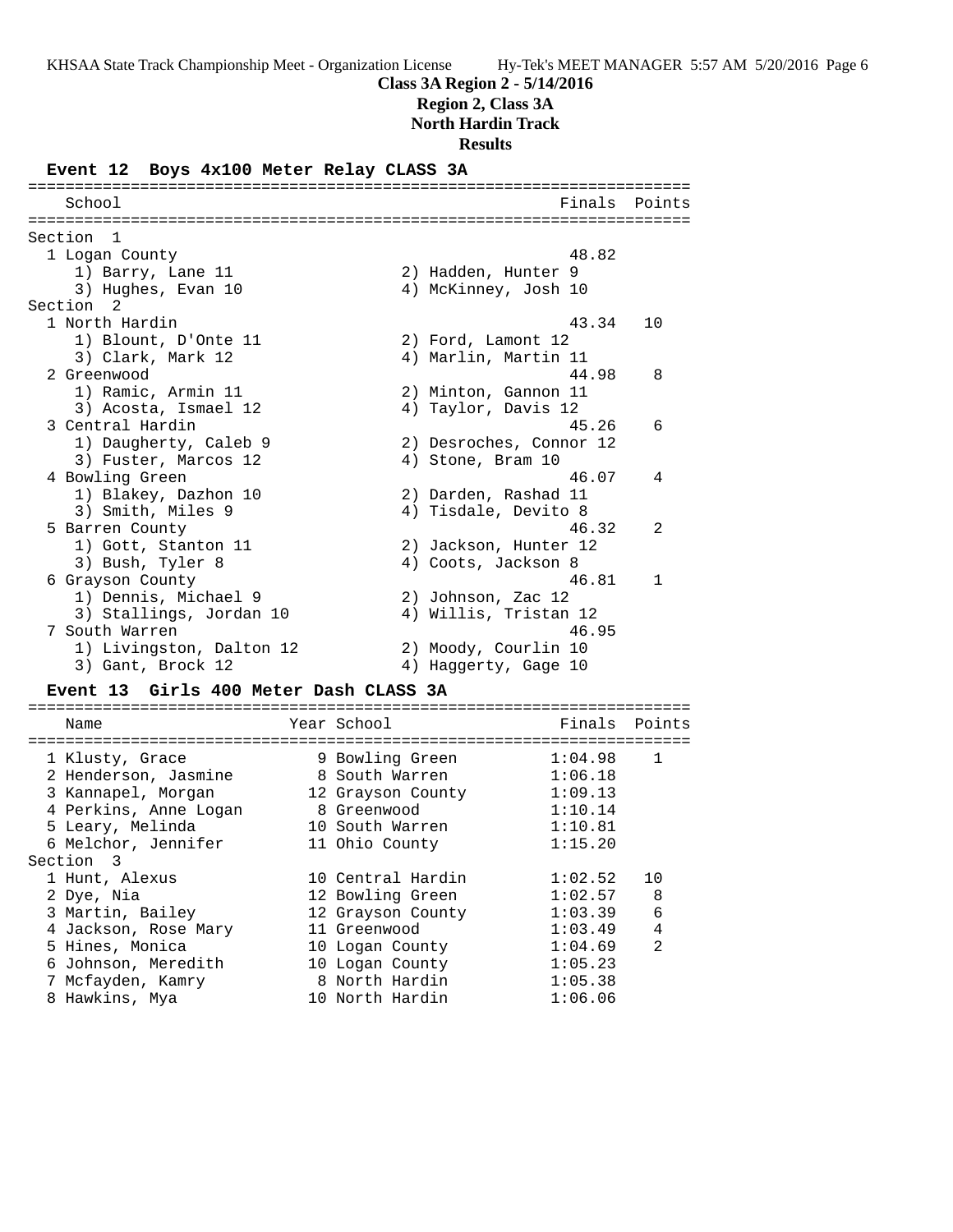**Class 3A Region 2 - 5/14/2016**

**Region 2, Class 3A**

**North Hardin Track**

**Results**

### Event 12 Boys 4x100 Meter Relay CLASS 3A

| School | Finals | Points |
|---|---|---|
| **Section 1** | | |
| 1 Logan County | 48.82 | |
| 1) Barry, Lane 11; 2) Hadden, Hunter 9; 3) Hughes, Evan 10; 4) McKinney, Josh 10 | | |
| **Section 2** | | |
| 1 North Hardin | 43.34 | 10 |
| 1) Blount, D'Onte 11; 2) Ford, Lamont 12; 3) Clark, Mark 12; 4) Marlin, Martin 11 | | |
| 2 Greenwood | 44.98 | 8 |
| 1) Ramic, Armin 11; 2) Minton, Gannon 11; 3) Acosta, Ismael 12; 4) Taylor, Davis 12 | | |
| 3 Central Hardin | 45.26 | 6 |
| 1) Daugherty, Caleb 9; 2) Desroches, Connor 12; 3) Fuster, Marcos 12; 4) Stone, Bram 10 | | |
| 4 Bowling Green | 46.07 | 4 |
| 1) Blakey, Dazhon 10; 2) Darden, Rashad 11; 3) Smith, Miles 9; 4) Tisdale, Devito 8 | | |
| 5 Barren County | 46.32 | 2 |
| 1) Gott, Stanton 11; 2) Jackson, Hunter 12; 3) Bush, Tyler 8; 4) Coots, Jackson 8 | | |
| 6 Grayson County | 46.81 | 1 |
| 1) Dennis, Michael 9; 2) Johnson, Zac 12; 3) Stallings, Jordan 10; 4) Willis, Tristan 12 | | |
| 7 South Warren | 46.95 | |
| 1) Livingston, Dalton 12; 2) Moody, Courlin 10; 3) Gant, Brock 12; 4) Haggerty, Gage 10 | | |

### Event 13 Girls 400 Meter Dash CLASS 3A

| Name | Year | School | Finals | Points |
|---|---|---|---|---|
| 1 Klusty, Grace | 9 | Bowling Green | 1:04.98 | 1 |
| 2 Henderson, Jasmine | 8 | South Warren | 1:06.18 | |
| 3 Kannapel, Morgan | 12 | Grayson County | 1:09.13 | |
| 4 Perkins, Anne Logan | 8 | Greenwood | 1:10.14 | |
| 5 Leary, Melinda | 10 | South Warren | 1:10.81 | |
| 6 Melchor, Jennifer | 11 | Ohio County | 1:15.20 | |
| **Section 3** | | | | |
| 1 Hunt, Alexus | 10 | Central Hardin | 1:02.52 | 10 |
| 2 Dye, Nia | 12 | Bowling Green | 1:02.57 | 8 |
| 3 Martin, Bailey | 12 | Grayson County | 1:03.39 | 6 |
| 4 Jackson, Rose Mary | 11 | Greenwood | 1:03.49 | 4 |
| 5 Hines, Monica | 10 | Logan County | 1:04.69 | 2 |
| 6 Johnson, Meredith | 10 | Logan County | 1:05.23 | |
| 7 Mcfayden, Kamry | 8 | North Hardin | 1:05.38 | |
| 8 Hawkins, Mya | 10 | North Hardin | 1:06.06 | |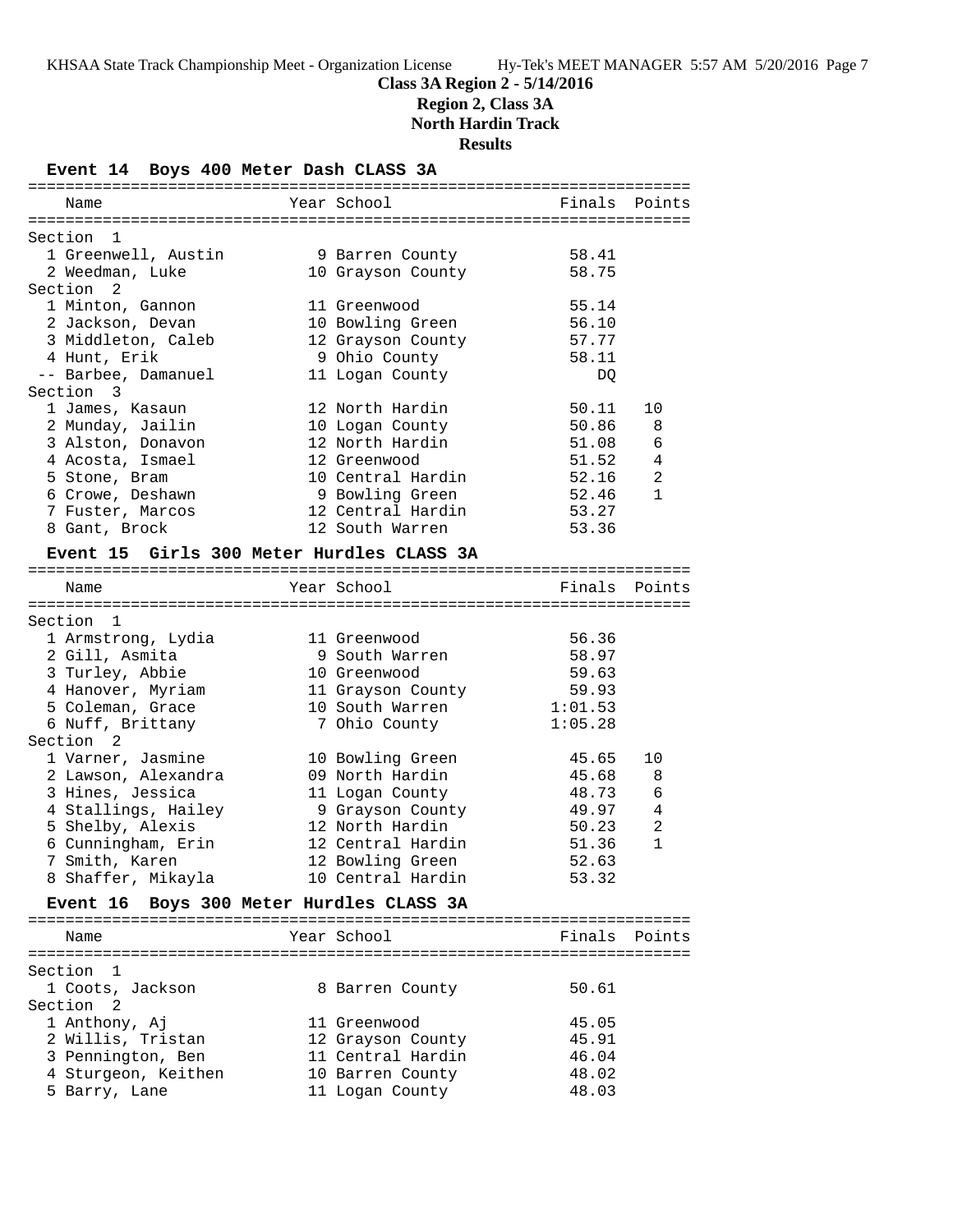**Class 3A Region 2 - 5/14/2016**
**Region 2, Class 3A**
**North Hardin Track**
**Results**

### Event 14 Boys 400 Meter Dash CLASS 3A

| Name | Year | School | Finals | Points |
|---|---|---|---|---|
| **Section 1** | | | | |
| 1 Greenwell, Austin | 9 | Barren County | 58.41 | |
| 2 Weedman, Luke | 10 | Grayson County | 58.75 | |
| **Section 2** | | | | |
| 1 Minton, Gannon | 11 | Greenwood | 55.14 | |
| 2 Jackson, Devan | 10 | Bowling Green | 56.10 | |
| 3 Middleton, Caleb | 12 | Grayson County | 57.77 | |
| 4 Hunt, Erik | 9 | Ohio County | 58.11 | |
| -- Barbee, Damanuel | 11 | Logan County | DQ | |
| **Section 3** | | | | |
| 1 James, Kasaun | 12 | North Hardin | 50.11 | 10 |
| 2 Munday, Jailin | 10 | Logan County | 50.86 | 8 |
| 3 Alston, Donavon | 12 | North Hardin | 51.08 | 6 |
| 4 Acosta, Ismael | 12 | Greenwood | 51.52 | 4 |
| 5 Stone, Bram | 10 | Central Hardin | 52.16 | 2 |
| 6 Crowe, Deshawn | 9 | Bowling Green | 52.46 | 1 |
| 7 Fuster, Marcos | 12 | Central Hardin | 53.27 | |
| 8 Gant, Brock | 12 | South Warren | 53.36 | |

### Event 15 Girls 300 Meter Hurdles CLASS 3A

| Name | Year | School | Finals | Points |
|---|---|---|---|---|
| **Section 1** | | | | |
| 1 Armstrong, Lydia | 11 | Greenwood | 56.36 | |
| 2 Gill, Asmita | 9 | South Warren | 58.97 | |
| 3 Turley, Abbie | 10 | Greenwood | 59.63 | |
| 4 Hanover, Myriam | 11 | Grayson County | 59.93 | |
| 5 Coleman, Grace | 10 | South Warren | 1:01.53 | |
| 6 Nuff, Brittany | 7 | Ohio County | 1:05.28 | |
| **Section 2** | | | | |
| 1 Varner, Jasmine | 10 | Bowling Green | 45.65 | 10 |
| 2 Lawson, Alexandra | 09 | North Hardin | 45.68 | 8 |
| 3 Hines, Jessica | 11 | Logan County | 48.73 | 6 |
| 4 Stallings, Hailey | 9 | Grayson County | 49.97 | 4 |
| 5 Shelby, Alexis | 12 | North Hardin | 50.23 | 2 |
| 6 Cunningham, Erin | 12 | Central Hardin | 51.36 | 1 |
| 7 Smith, Karen | 12 | Bowling Green | 52.63 | |
| 8 Shaffer, Mikayla | 10 | Central Hardin | 53.32 | |

### Event 16 Boys 300 Meter Hurdles CLASS 3A

| Name | Year | School | Finals | Points |
|---|---|---|---|---|
| **Section 1** | | | | |
| 1 Coots, Jackson | 8 | Barren County | 50.61 | |
| **Section 2** | | | | |
| 1 Anthony, Aj | 11 | Greenwood | 45.05 | |
| 2 Willis, Tristan | 12 | Grayson County | 45.91 | |
| 3 Pennington, Ben | 11 | Central Hardin | 46.04 | |
| 4 Sturgeon, Keithen | 10 | Barren County | 48.02 | |
| 5 Barry, Lane | 11 | Logan County | 48.03 | |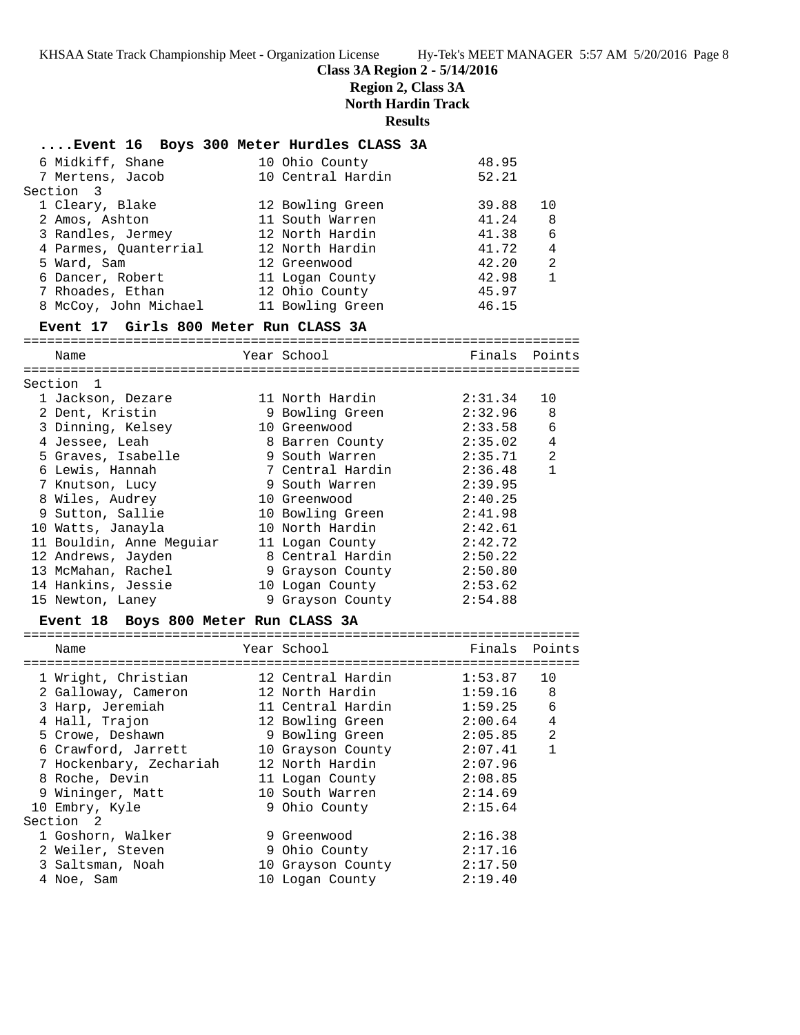**Class 3A Region 2 - 5/14/2016**

**Region 2, Class 3A**

**North Hardin Track**

**Results**

### ....Event 16 Boys 300 Meter Hurdles CLASS 3A

| Place | Name | Year | School | Finals | Points |
|---|---|---|---|---|---|
| 6 | Midkiff, Shane | 10 | Ohio County | 48.95 | |
| 7 | Mertens, Jacob | 10 | Central Hardin | 52.21 | |
| **Section 3** | | | | | |
| 1 | Cleary, Blake | 12 | Bowling Green | 39.88 | 10 |
| 2 | Amos, Ashton | 11 | South Warren | 41.24 | 8 |
| 3 | Randles, Jermey | 12 | North Hardin | 41.38 | 6 |
| 4 | Parmes, Quanterrial | 12 | North Hardin | 41.72 | 4 |
| 5 | Ward, Sam | 12 | Greenwood | 42.20 | 2 |
| 6 | Dancer, Robert | 11 | Logan County | 42.98 | 1 |
| 7 | Rhoades, Ethan | 12 | Ohio County | 45.97 | |
| 8 | McCoy, John Michael | 11 | Bowling Green | 46.15 | |

### Event 17 Girls 800 Meter Run CLASS 3A

| Place | Name | Year | School | Finals | Points |
|---|---|---|---|---|---|
| **Section 1** | | | | | |
| 1 | Jackson, Dezare | 11 | North Hardin | 2:31.34 | 10 |
| 2 | Dent, Kristin | 9 | Bowling Green | 2:32.96 | 8 |
| 3 | Dinning, Kelsey | 10 | Greenwood | 2:33.58 | 6 |
| 4 | Jessee, Leah | 8 | Barren County | 2:35.02 | 4 |
| 5 | Graves, Isabelle | 9 | South Warren | 2:35.71 | 2 |
| 6 | Lewis, Hannah | 7 | Central Hardin | 2:36.48 | 1 |
| 7 | Knutson, Lucy | 9 | South Warren | 2:39.95 | |
| 8 | Wiles, Audrey | 10 | Greenwood | 2:40.25 | |
| 9 | Sutton, Sallie | 10 | Bowling Green | 2:41.98 | |
| 10 | Watts, Janayla | 10 | North Hardin | 2:42.61 | |
| 11 | Bouldin, Anne Meguiar | 11 | Logan County | 2:42.72 | |
| 12 | Andrews, Jayden | 8 | Central Hardin | 2:50.22 | |
| 13 | McMahan, Rachel | 9 | Grayson County | 2:50.80 | |
| 14 | Hankins, Jessie | 10 | Logan County | 2:53.62 | |
| 15 | Newton, Laney | 9 | Grayson County | 2:54.88 | |

### Event 18 Boys 800 Meter Run CLASS 3A

| Place | Name | Year | School | Finals | Points |
|---|---|---|---|---|---|
| 1 | Wright, Christian | 12 | Central Hardin | 1:53.87 | 10 |
| 2 | Galloway, Cameron | 12 | North Hardin | 1:59.16 | 8 |
| 3 | Harp, Jeremiah | 11 | Central Hardin | 1:59.25 | 6 |
| 4 | Hall, Trajon | 12 | Bowling Green | 2:00.64 | 4 |
| 5 | Crowe, Deshawn | 9 | Bowling Green | 2:05.85 | 2 |
| 6 | Crawford, Jarrett | 10 | Grayson County | 2:07.41 | 1 |
| 7 | Hockenbary, Zechariah | 12 | North Hardin | 2:07.96 | |
| 8 | Roche, Devin | 11 | Logan County | 2:08.85 | |
| 9 | Wininger, Matt | 10 | South Warren | 2:14.69 | |
| 10 | Embry, Kyle | 9 | Ohio County | 2:15.64 | |
| **Section 2** | | | | | |
| 1 | Goshorn, Walker | 9 | Greenwood | 2:16.38 | |
| 2 | Weiler, Steven | 9 | Ohio County | 2:17.16 | |
| 3 | Saltsman, Noah | 10 | Grayson County | 2:17.50 | |
| 4 | Noe, Sam | 10 | Logan County | 2:19.40 | |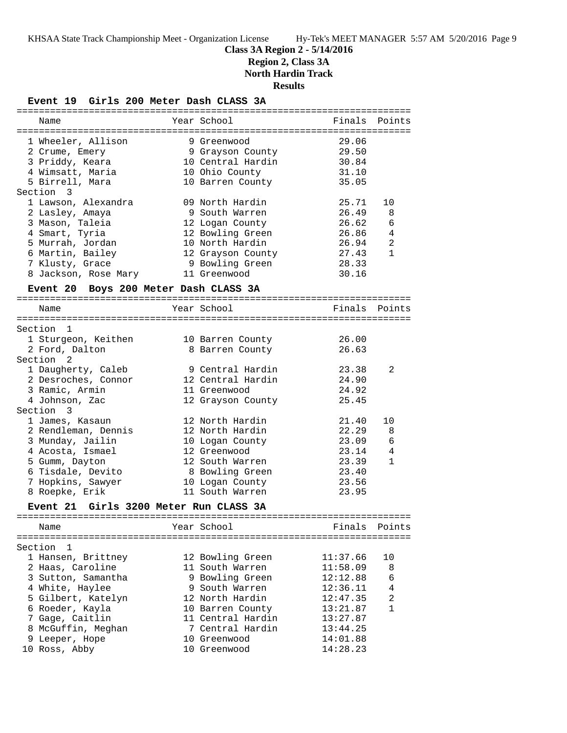# Class 3A Region 2 - 5/14/2016

## Region 2, Class 3A

## North Hardin Track

## Results

### Event 19 Girls 200 Meter Dash CLASS 3A

| Name | Year | School | Finals | Points |
|---|---|---|---|---|
| 1 Wheeler, Allison | 9 | Greenwood | 29.06 | |
| 2 Crume, Emery | 9 | Grayson County | 29.50 | |
| 3 Priddy, Keara | 10 | Central Hardin | 30.84 | |
| 4 Wimsatt, Maria | 10 | Ohio County | 31.10 | |
| 5 Birrell, Mara | 10 | Barren County | 35.05 | |
| **Section 3** | | | | |
| 1 Lawson, Alexandra | 09 | North Hardin | 25.71 | 10 |
| 2 Lasley, Amaya | 9 | South Warren | 26.49 | 8 |
| 3 Mason, Taleia | 12 | Logan County | 26.62 | 6 |
| 4 Smart, Tyria | 12 | Bowling Green | 26.86 | 4 |
| 5 Murrah, Jordan | 10 | North Hardin | 26.94 | 2 |
| 6 Martin, Bailey | 12 | Grayson County | 27.43 | 1 |
| 7 Klusty, Grace | 9 | Bowling Green | 28.33 | |
| 8 Jackson, Rose Mary | 11 | Greenwood | 30.16 | |

### Event 20 Boys 200 Meter Dash CLASS 3A

| Name | Year | School | Finals | Points |
|---|---|---|---|---|
| **Section 1** | | | | |
| 1 Sturgeon, Keithen | 10 | Barren County | 26.00 | |
| 2 Ford, Dalton | 8 | Barren County | 26.63 | |
| **Section 2** | | | | |
| 1 Daugherty, Caleb | 9 | Central Hardin | 23.38 | 2 |
| 2 Desroches, Connor | 12 | Central Hardin | 24.90 | |
| 3 Ramic, Armin | 11 | Greenwood | 24.92 | |
| 4 Johnson, Zac | 12 | Grayson County | 25.45 | |
| **Section 3** | | | | |
| 1 James, Kasaun | 12 | North Hardin | 21.40 | 10 |
| 2 Rendleman, Dennis | 12 | North Hardin | 22.29 | 8 |
| 3 Munday, Jailin | 10 | Logan County | 23.09 | 6 |
| 4 Acosta, Ismael | 12 | Greenwood | 23.14 | 4 |
| 5 Gumm, Dayton | 12 | South Warren | 23.39 | 1 |
| 6 Tisdale, Devito | 8 | Bowling Green | 23.40 | |
| 7 Hopkins, Sawyer | 10 | Logan County | 23.56 | |
| 8 Roepke, Erik | 11 | South Warren | 23.95 | |

### Event 21 Girls 3200 Meter Run CLASS 3A

| Name | Year | School | Finals | Points |
|---|---|---|---|---|
| **Section 1** | | | | |
| 1 Hansen, Brittney | 12 | Bowling Green | 11:37.66 | 10 |
| 2 Haas, Caroline | 11 | South Warren | 11:58.09 | 8 |
| 3 Sutton, Samantha | 9 | Bowling Green | 12:12.88 | 6 |
| 4 White, Haylee | 9 | South Warren | 12:36.11 | 4 |
| 5 Gilbert, Katelyn | 12 | North Hardin | 12:47.35 | 2 |
| 6 Roeder, Kayla | 10 | Barren County | 13:21.87 | 1 |
| 7 Gage, Caitlin | 11 | Central Hardin | 13:27.87 | |
| 8 McGuffin, Meghan | 7 | Central Hardin | 13:44.25 | |
| 9 Leeper, Hope | 10 | Greenwood | 14:01.88 | |
| 10 Ross, Abby | 10 | Greenwood | 14:28.23 | |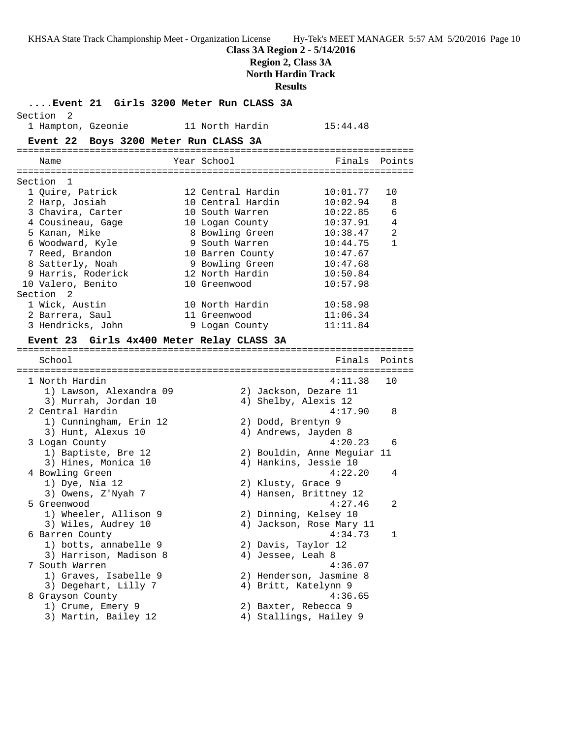**Class 3A Region 2 - 5/14/2016**

**Region 2, Class 3A**

**North Hardin Track**

**Results**

### ....Event 21 Girls 3200 Meter Run CLASS 3A

Section 2

| | Name | Year | School | Finals |
|---|---|---|---|---|
| 1 | Hampton, Gzeonie | 11 | North Hardin | 15:44.48 |

### Event 22 Boys 3200 Meter Run CLASS 3A

| | Name | Year | School | Finals | Points |
|---|---|---|---|---|---|
| **Section 1** | | | | | |
| 1 | Quire, Patrick | 12 | Central Hardin | 10:01.77 | 10 |
| 2 | Harp, Josiah | 10 | Central Hardin | 10:02.94 | 8 |
| 3 | Chavira, Carter | 10 | South Warren | 10:22.85 | 6 |
| 4 | Cousineau, Gage | 10 | Logan County | 10:37.91 | 4 |
| 5 | Kanan, Mike | 8 | Bowling Green | 10:38.47 | 2 |
| 6 | Woodward, Kyle | 9 | South Warren | 10:44.75 | 1 |
| 7 | Reed, Brandon | 10 | Barren County | 10:47.67 | |
| 8 | Satterly, Noah | 9 | Bowling Green | 10:47.68 | |
| 9 | Harris, Roderick | 12 | North Hardin | 10:50.84 | |
| 10 | Valero, Benito | 10 | Greenwood | 10:57.98 | |
| **Section 2** | | | | | |
| 1 | Wick, Austin | 10 | North Hardin | 10:58.98 | |
| 2 | Barrera, Saul | 11 | Greenwood | 11:06.34 | |
| 3 | Hendricks, John | 9 | Logan County | 11:11.84 | |

### Event 23 Girls 4x400 Meter Relay CLASS 3A

| | School | Finals | Points |
|---|---|---|---|
| 1 | North Hardin | 4:11.38 | 10 |
| | 1) Lawson, Alexandra 09; 2) Jackson, Dezare 11; 3) Murrah, Jordan 10; 4) Shelby, Alexis 12 | | |
| 2 | Central Hardin | 4:17.90 | 8 |
| | 1) Cunningham, Erin 12; 2) Dodd, Brentyn 9; 3) Hunt, Alexus 10; 4) Andrews, Jayden 8 | | |
| 3 | Logan County | 4:20.23 | 6 |
| | 1) Baptiste, Bre 12; 2) Bouldin, Anne Meguiar 11; 3) Hines, Monica 10; 4) Hankins, Jessie 10 | | |
| 4 | Bowling Green | 4:22.20 | 4 |
| | 1) Dye, Nia 12; 2) Klusty, Grace 9; 3) Owens, Z'Nyah 7; 4) Hansen, Brittney 12 | | |
| 5 | Greenwood | 4:27.46 | 2 |
| | 1) Wheeler, Allison 9; 2) Dinning, Kelsey 10; 3) Wiles, Audrey 10; 4) Jackson, Rose Mary 11 | | |
| 6 | Barren County | 4:34.73 | 1 |
| | 1) botts, annabelle 9; 2) Davis, Taylor 12; 3) Harrison, Madison 8; 4) Jessee, Leah 8 | | |
| 7 | South Warren | 4:36.07 | |
| | 1) Graves, Isabelle 9; 2) Henderson, Jasmine 8; 3) Degehart, Lilly 7; 4) Britt, Katelynn 9 | | |
| 8 | Grayson County | 4:36.65 | |
| | 1) Crume, Emery 9; 2) Baxter, Rebecca 9; 3) Martin, Bailey 12; 4) Stallings, Hailey 9 | | |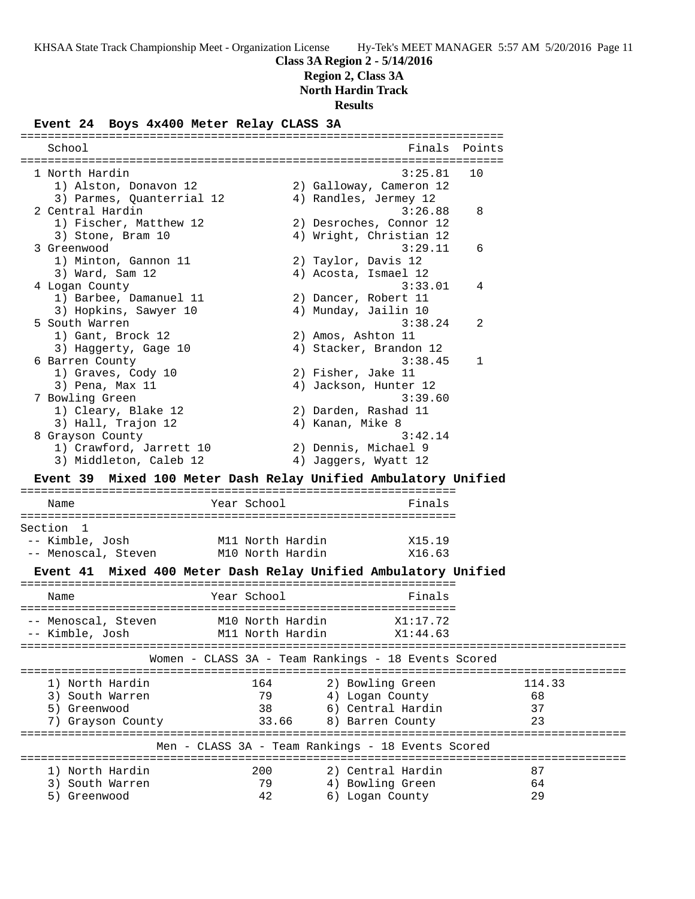**Class 3A Region 2 - 5/14/2016**

**Region 2, Class 3A**

**North Hardin Track**

**Results**

### Event 24 Boys 4x400 Meter Relay CLASS 3A

| School | Finals | Points |
|---|---|---|
| 1 North Hardin | 3:25.81 | 10 |
| 1) Alston, Donavon 12; 2) Galloway, Cameron 12; 3) Parmes, Quanterrial 12; 4) Randles, Jermey 12 | | |
| 2 Central Hardin | 3:26.88 | 8 |
| 1) Fischer, Matthew 12; 2) Desroches, Connor 12; 3) Stone, Bram 10; 4) Wright, Christian 12 | | |
| 3 Greenwood | 3:29.11 | 6 |
| 1) Minton, Gannon 11; 2) Taylor, Davis 12; 3) Ward, Sam 12; 4) Acosta, Ismael 12 | | |
| 4 Logan County | 3:33.01 | 4 |
| 1) Barbee, Damanuel 11; 2) Dancer, Robert 11; 3) Hopkins, Sawyer 10; 4) Munday, Jailin 10 | | |
| 5 South Warren | 3:38.24 | 2 |
| 1) Gant, Brock 12; 2) Amos, Ashton 11; 3) Haggerty, Gage 10; 4) Stacker, Brandon 12 | | |
| 6 Barren County | 3:38.45 | 1 |
| 1) Graves, Cody 10; 2) Fisher, Jake 11; 3) Pena, Max 11; 4) Jackson, Hunter 12 | | |
| 7 Bowling Green | 3:39.60 | |
| 1) Cleary, Blake 12; 2) Darden, Rashad 11; 3) Hall, Trajon 12; 4) Kanan, Mike 8 | | |
| 8 Grayson County | 3:42.14 | |
| 1) Crawford, Jarrett 10; 2) Dennis, Michael 9; 3) Middleton, Caleb 12; 4) Jaggers, Wyatt 12 | | |

### Event 39 Mixed 100 Meter Dash Relay Unified Ambulatory Unified

Section 1

| Name | Year | School | Finals |
|---|---|---|---|
| -- Kimble, Josh | M11 | North Hardin | X15.19 |
| -- Menoscal, Steven | M10 | North Hardin | X16.63 |

### Event 41 Mixed 400 Meter Dash Relay Unified Ambulatory Unified

| Name | Year | School | Finals |
|---|---|---|---|
| -- Menoscal, Steven | M10 | North Hardin | X1:17.72 |
| -- Kimble, Josh | M11 | North Hardin | X1:44.63 |

### Women - CLASS 3A - Team Rankings - 18 Events Scored

| Team | Points | Team | Points |
|---|---|---|---|
| 1) North Hardin | 164 | 2) Bowling Green | 114.33 |
| 3) South Warren | 79 | 4) Logan County | 68 |
| 5) Greenwood | 38 | 6) Central Hardin | 37 |
| 7) Grayson County | 33.66 | 8) Barren County | 23 |

### Men - CLASS 3A - Team Rankings - 18 Events Scored

| Team | Points | Team | Points |
|---|---|---|---|
| 1) North Hardin | 200 | 2) Central Hardin | 87 |
| 3) South Warren | 79 | 4) Bowling Green | 64 |
| 5) Greenwood | 42 | 6) Logan County | 29 |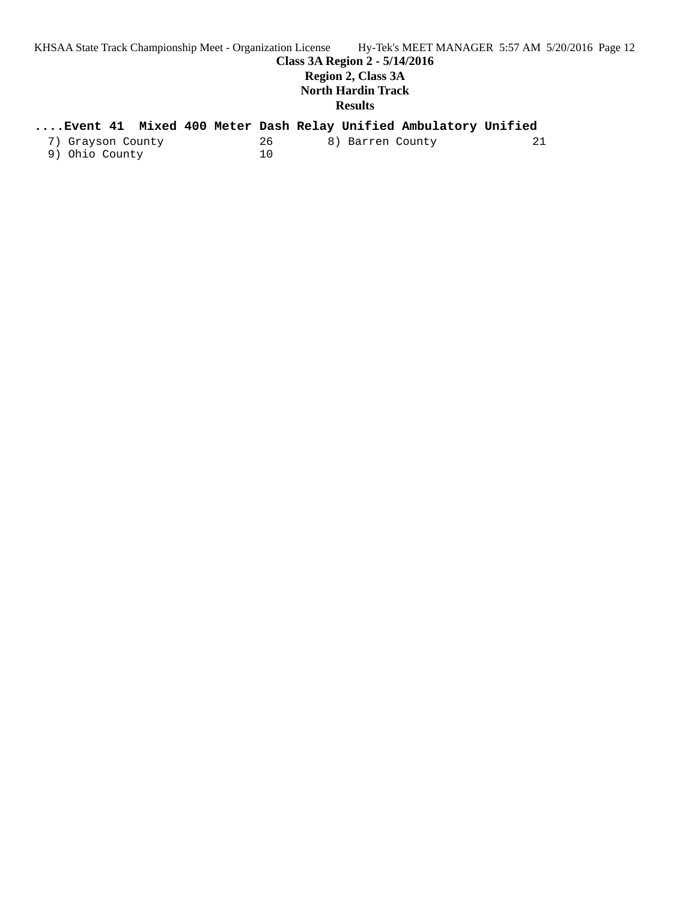**....Event 41  Mixed 400 Meter Dash Relay Unified Ambulatory Unified**

```
  7) Grayson County             26        8) Barren County             21
  9) Ohio County                10
```